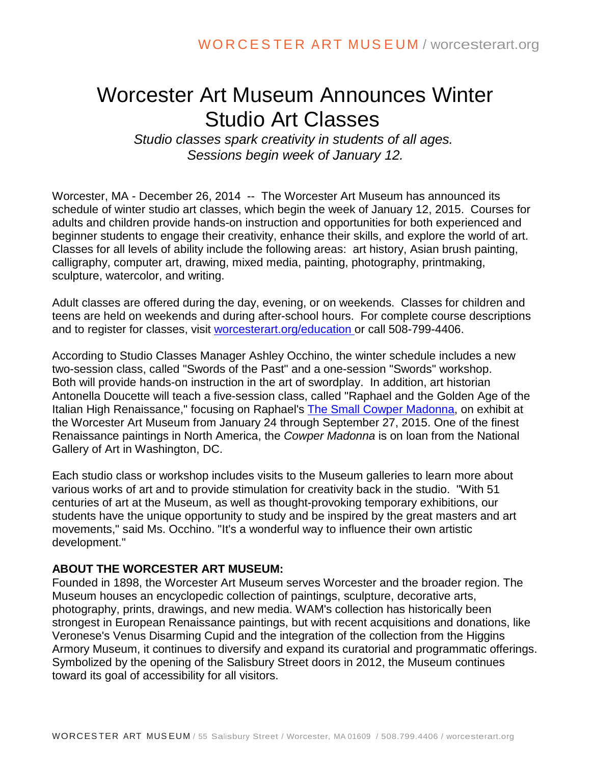# Worcester Art Museum Announces Winter Studio Art Classes

*Studio classes spark creativity in students of all ages.*
*Sessions begin week of January 12.*

Worcester, MA - December 26, 2014 -- The Worcester Art Museum has announced its schedule of winter studio art classes, which begin the week of January 12, 2015. Courses for adults and children provide hands-on instruction and opportunities for both experienced and beginner students to engage their creativity, enhance their skills, and explore the world of art. Classes for all levels of ability include the following areas: art history, Asian brush painting, calligraphy, computer art, drawing, mixed media, painting, photography, printmaking, sculpture, watercolor, and writing.

Adult classes are offered during the day, evening, or on weekends. Classes for children and teens are held on weekends and during after-school hours. For complete course descriptions and to register for classes, visit [worcesterart.org/education](worcesterart.org/education) or call 508-799-4406.

According to Studio Classes Manager Ashley Occhino, the winter schedule includes a new two-session class, called "Swords of the Past" and a one-session "Swords" workshop. Both will provide hands-on instruction in the art of swordplay. In addition, art historian Antonella Doucette will teach a five-session class, called "Raphael and the Golden Age of the Italian High Renaissance," focusing on Raphael's [The Small Cowper Madonna](), on exhibit at the Worcester Art Museum from January 24 through September 27, 2015. One of the finest Renaissance paintings in North America, the *Cowper Madonna* is on loan from the National Gallery of Art in Washington, DC.

Each studio class or workshop includes visits to the Museum galleries to learn more about various works of art and to provide stimulation for creativity back in the studio. "With 51 centuries of art at the Museum, as well as thought-provoking temporary exhibitions, our students have the unique opportunity to study and be inspired by the great masters and art movements," said Ms. Occhino. "It's a wonderful way to influence their own artistic development."

**ABOUT THE WORCESTER ART MUSEUM:**
Founded in 1898, the Worcester Art Museum serves Worcester and the broader region. The Museum houses an encyclopedic collection of paintings, sculpture, decorative arts, photography, prints, drawings, and new media. WAM's collection has historically been strongest in European Renaissance paintings, but with recent acquisitions and donations, like Veronese's Venus Disarming Cupid and the integration of the collection from the Higgins Armory Museum, it continues to diversify and expand its curatorial and programmatic offerings. Symbolized by the opening of the Salisbury Street doors in 2012, the Museum continues toward its goal of accessibility for all visitors.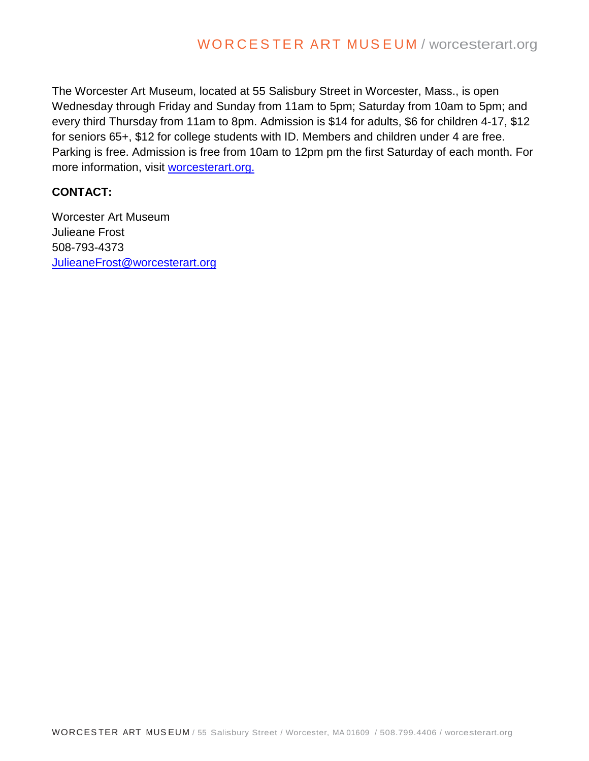The Worcester Art Museum, located at 55 Salisbury Street in Worcester, Mass., is open Wednesday through Friday and Sunday from 11am to 5pm; Saturday from 10am to 5pm; and every third Thursday from 11am to 8pm. Admission is $14 for adults, $6 for children 4-17, $12 for seniors 65+, $12 for college students with ID. Members and children under 4 are free. Parking is free. Admission is free from 10am to 12pm pm the first Saturday of each month. For more information, visit [worcesterart.org.](http://worcesterart.org)

**CONTACT:**

Worcester Art Museum
Julieane Frost
508-793-4373
[JulieaneFrost@worcesterart.org](mailto:JulieaneFrost@worcesterart.org)